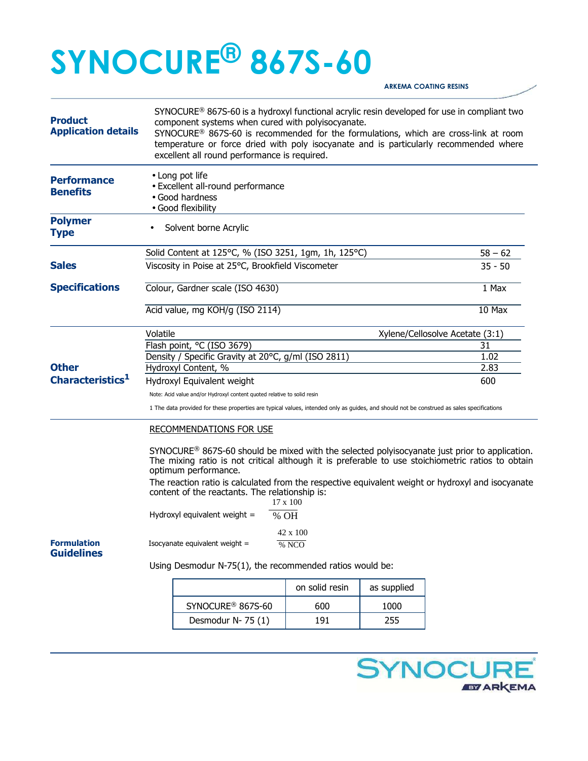# SYNOCURE® 867S-60

ARKEMA COATING RESINS

## Product Application details

SYNOCURE® 867S-60 is a hydroxyl functional acrylic resin developed for use in compliant two component systems when cured with polyisocyanate.
SYNOCURE® 867S-60 is recommended for the formulations, which are cross-link at room temperature or force dried with poly isocyanate and is particularly recommended where excellent all round performance is required.

## Performance Benefits

- Long pot life
- Excellent all-round performance
- Good hardness
- Good flexibility

## Polymer Type

- Solvent borne Acrylic

## Sales Specifications

| Property | Value |
|---|---|
| Solid Content at 125°C, % (ISO 3251, 1gm, 1h, 125°C) | 58 – 62 |
| Viscosity in Poise at 25°C, Brookfield Viscometer | 35 - 50 |
| Colour, Gardner scale (ISO 4630) | 1 Max |
| Acid value, mg KOH/g (ISO 2114) | 10 Max |

## Other Characteristics[1]

| Property | Value |
|---|---|
| Volatile | Xylene/Cellosolve Acetate (3:1) |
| Flash point, °C (ISO 3679) | 31 |
| Density / Specific Gravity at 20°C, g/ml (ISO 2811) | 1.02 |
| Hydroxyl Content, % | 2.83 |
| Hydroxyl Equivalent weight | 600 |

Note: Acid value and/or Hydroxyl content quoted relative to solid resin

1 The data provided for these properties are typical values, intended only as guides, and should not be construed as sales specifications

## Formulation Guidelines

RECOMMENDATIONS FOR USE

SYNOCURE® 867S-60 should be mixed with the selected polyisocyanate just prior to application. The mixing ratio is not critical although it is preferable to use stoichiometric ratios to obtain optimum performance.

The reaction ratio is calculated from the respective equivalent weight or hydroxyl and isocyanate content of the reactants. The relationship is:

$$\text{Hydroxyl equivalent weight} = \frac{17 \times 100}{\% \text{ OH}}$$

$$\text{Isocyanate equivalent weight} = \frac{42 \times 100}{\% \text{ NCO}}$$

Using Desmodur N-75(1), the recommended ratios would be:

| | on solid resin | as supplied |
|---|---|---|
| SYNOCURE® 867S-60 | 600 | 1000 |
| Desmodur N- 75 (1) | 191 | 255 |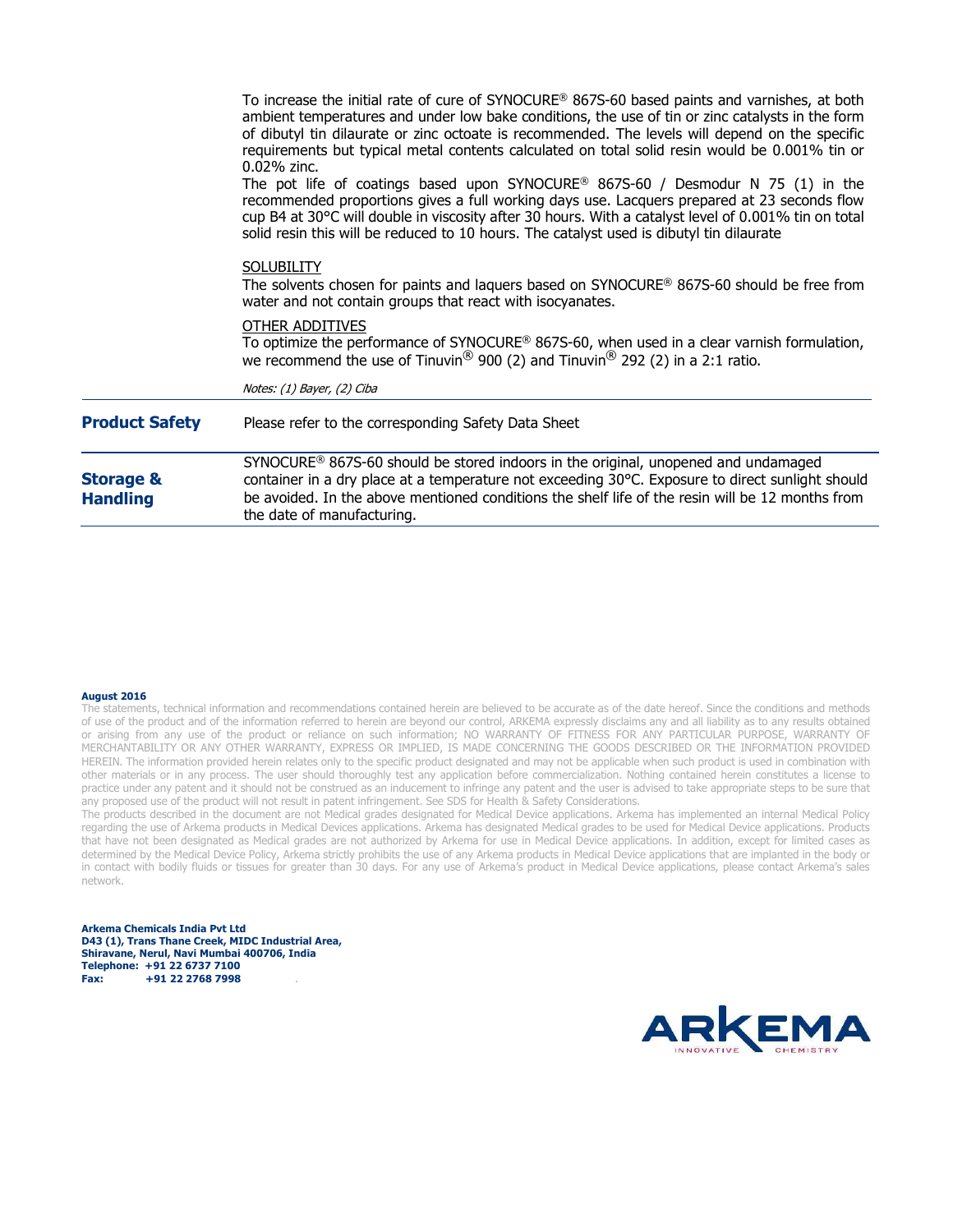To increase the initial rate of cure of SYNOCURE® 867S-60 based paints and varnishes, at both ambient temperatures and under low bake conditions, the use of tin or zinc catalysts in the form of dibutyl tin dilaurate or zinc octoate is recommended. The levels will depend on the specific requirements but typical metal contents calculated on total solid resin would be 0.001% tin or 0.02% zinc.
The pot life of coatings based upon SYNOCURE® 867S-60 / Desmodur N 75 (1) in the recommended proportions gives a full working days use. Lacquers prepared at 23 seconds flow cup B4 at 30°C will double in viscosity after 30 hours. With a catalyst level of 0.001% tin on total solid resin this will be reduced to 10 hours. The catalyst used is dibutyl tin dilaurate

SOLUBILITY
The solvents chosen for paints and laquers based on SYNOCURE® 867S-60 should be free from water and not contain groups that react with isocyanates.

OTHER ADDITIVES
To optimize the performance of SYNOCURE® 867S-60, when used in a clear varnish formulation, we recommend the use of Tinuvin® 900 (2) and Tinuvin® 292 (2) in a 2:1 ratio.

*Notes: (1) Bayer, (2) Ciba*

## Product Safety

Please refer to the corresponding Safety Data Sheet

## Storage & Handling

SYNOCURE® 867S-60 should be stored indoors in the original, unopened and undamaged container in a dry place at a temperature not exceeding 30°C. Exposure to direct sunlight should be avoided. In the above mentioned conditions the shelf life of the resin will be 12 months from the date of manufacturing.

**August 2016**

The statements, technical information and recommendations contained herein are believed to be accurate as of the date hereof. Since the conditions and methods of use of the product and of the information referred to herein are beyond our control, ARKEMA expressly disclaims any and all liability as to any results obtained or arising from any use of the product or reliance on such information; NO WARRANTY OF FITNESS FOR ANY PARTICULAR PURPOSE, WARRANTY OF MERCHANTABILITY OR ANY OTHER WARRANTY, EXPRESS OR IMPLIED, IS MADE CONCERNING THE GOODS DESCRIBED OR THE INFORMATION PROVIDED HEREIN. The information provided herein relates only to the specific product designated and may not be applicable when such product is used in combination with other materials or in any process. The user should thoroughly test any application before commercialization. Nothing contained herein constitutes a license to practice under any patent and it should not be construed as an inducement to infringe any patent and the user is advised to take appropriate steps to be sure that any proposed use of the product will not result in patent infringement. See SDS for Health & Safety Considerations.
The products described in the document are not Medical grades designated for Medical Device applications. Arkema has implemented an internal Medical Policy regarding the use of Arkema products in Medical Devices applications. Arkema has designated Medical grades to be used for Medical Device applications. Products that have not been designated as Medical grades are not authorized by Arkema for use in Medical Device applications. In addition, except for limited cases as determined by the Medical Device Policy, Arkema strictly prohibits the use of any Arkema products in Medical Device applications that are implanted in the body or in contact with bodily fluids or tissues for greater than 30 days. For any use of Arkema's product in Medical Device applications, please contact Arkema's sales network.

**Arkema Chemicals India Pvt Ltd**
**D43 (1), Trans Thane Creek, MIDC Industrial Area,**
**Shiravane, Nerul, Navi Mumbai 400706, India**
**Telephone: +91 22 6737 7100**
**Fax: +91 22 2768 7998**

ARKEMA
INNOVATIVE CHEMISTRY